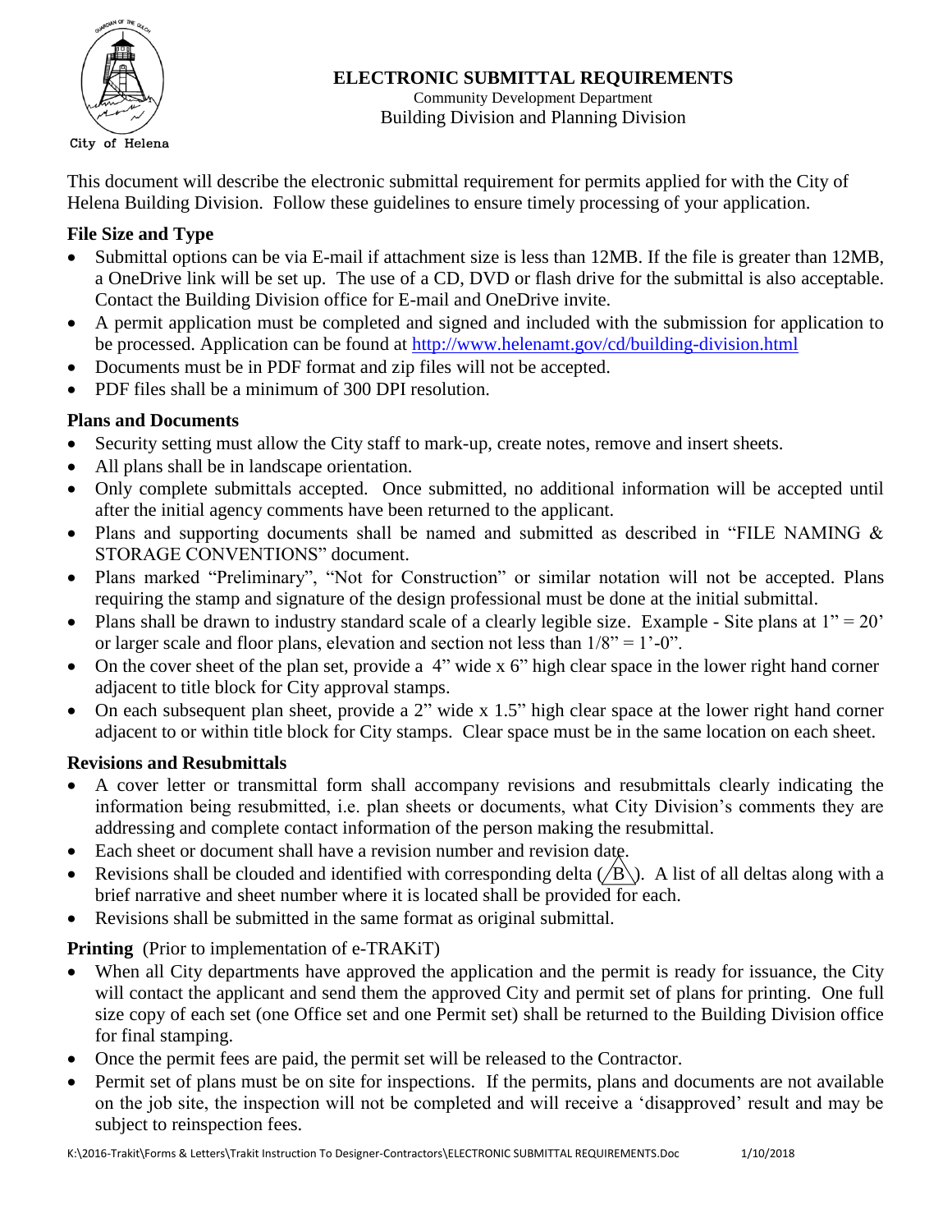City of Helena

# ELECTRONIC SUBMITTAL REQUIREMENTS

Community Development Department
Building Division and Planning Division

This document will describe the electronic submittal requirement for permits applied for with the City of Helena Building Division. Follow these guidelines to ensure timely processing of your application.

## File Size and Type

- Submittal options can be via E-mail if attachment size is less than 12MB. If the file is greater than 12MB, a OneDrive link will be set up. The use of a CD, DVD or flash drive for the submittal is also acceptable. Contact the Building Division office for E-mail and OneDrive invite.
- A permit application must be completed and signed and included with the submission for application to be processed. Application can be found at http://www.helenamt.gov/cd/building-division.html
- Documents must be in PDF format and zip files will not be accepted.
- PDF files shall be a minimum of 300 DPI resolution.

## Plans and Documents

- Security setting must allow the City staff to mark-up, create notes, remove and insert sheets.
- All plans shall be in landscape orientation.
- Only complete submittals accepted. Once submitted, no additional information will be accepted until after the initial agency comments have been returned to the applicant.
- Plans and supporting documents shall be named and submitted as described in "FILE NAMING & STORAGE CONVENTIONS" document.
- Plans marked "Preliminary", "Not for Construction" or similar notation will not be accepted. Plans requiring the stamp and signature of the design professional must be done at the initial submittal.
- Plans shall be drawn to industry standard scale of a clearly legible size. Example - Site plans at 1" = 20' or larger scale and floor plans, elevation and section not less than 1/8" = 1'-0".
- On the cover sheet of the plan set, provide a 4" wide x 6" high clear space in the lower right hand corner adjacent to title block for City approval stamps.
- On each subsequent plan sheet, provide a 2" wide x 1.5" high clear space at the lower right hand corner adjacent to or within title block for City stamps. Clear space must be in the same location on each sheet.

## Revisions and Resubmittals

- A cover letter or transmittal form shall accompany revisions and resubmittals clearly indicating the information being resubmitted, i.e. plan sheets or documents, what City Division's comments they are addressing and complete contact information of the person making the resubmittal.
- Each sheet or document shall have a revision number and revision date.
- Revisions shall be clouded and identified with corresponding delta (/B\). A list of all deltas along with a brief narrative and sheet number where it is located shall be provided for each.
- Revisions shall be submitted in the same format as original submittal.

## Printing (Prior to implementation of e-TRAKiT)

- When all City departments have approved the application and the permit is ready for issuance, the City will contact the applicant and send them the approved City and permit set of plans for printing. One full size copy of each set (one Office set and one Permit set) shall be returned to the Building Division office for final stamping.
- Once the permit fees are paid, the permit set will be released to the Contractor.
- Permit set of plans must be on site for inspections. If the permits, plans and documents are not available on the job site, the inspection will not be completed and will receive a 'disapproved' result and may be subject to reinspection fees.

K:\2016-Trakit\Forms & Letters\Trakit Instruction To Designer-Contractors\ELECTRONIC SUBMITTAL REQUIREMENTS.Doc 1/10/2018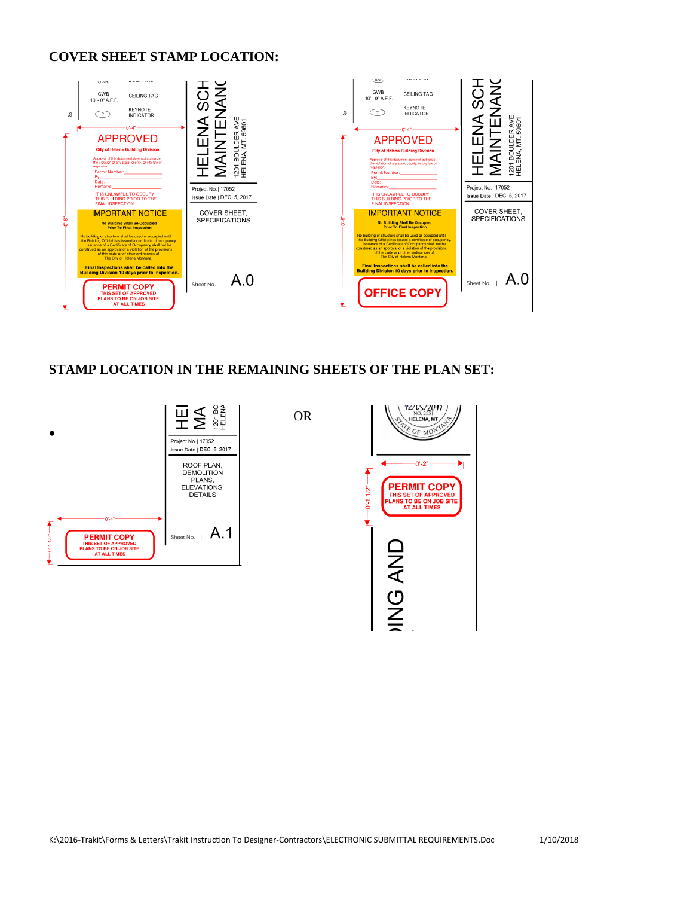## COVER SHEET STAMP LOCATION:

GWB
10' - 0" A.F.F.

CEILING TAG

KEYNOTE INDICATOR

0'-4"

APPROVED

City of Helena Building Division

Approval of this document does not authorize the violation of any state, county, or city law or regulation.

Permit Number:
By:
Date:
Remarks:

IT IS UNLAWFUL TO OCCUPY THIS BUILDING PRIOR TO THE FINAL INSPECTION

0'-6"

IMPORTANT NOTICE

No Building Shall Be Occupied Prior To Final Inspection

No building or structure shall be used or occupied until the Building Official has issued a certificate of occupancy. Issuance of a Certificate of Occupancy shall not be construed as an approval of a violation of the provisions of this code or of other ordinances of The City of Helena Montana.

Final Inspections shall be called into the Building Division 10 days prior to inspection.

PERMIT COPY
THIS SET OF APPROVED PLANS TO BE ON JOB SITE AT ALL TIMES

HELENA SCH
MAINTENANC
1201 BOULDER AVE
HELENA, MT. 59601

Project No. | 17052
Issue Date | DEC. 5, 2017

COVER SHEET, SPECIFICATIONS

Sheet No. | A.0

GWB
10' - 0" A.F.F.

CEILING TAG

KEYNOTE INDICATOR

0'-4"

APPROVED

City of Helena Building Division

Approval of this document does not authorize the violation of any state, county, or city law or regulation.

Permit Number:
By:
Date:
Remarks:

IT IS UNLAWFUL TO OCCUPY THIS BUILDING PRIOR TO THE FINAL INSPECTION

0'-6"

IMPORTANT NOTICE

No Building Shall Be Occupied Prior To Final Inspection

No building or structure shall be used or occupied until the Building Official has issued a certificate of occupancy. Issuance of a Certificate of Occupancy shall not be construed as an approval of a violation of the provisions of this code or of other ordinances of The City of Helena Montana.

Final Inspections shall be called into the Building Division 10 days prior to inspection.

OFFICE COPY

HELENA SCH
MAINTENANC
1201 BOULDER AVE
HELENA, MT. 59601

Project No. | 17052
Issue Date | DEC. 5, 2017

COVER SHEET, SPECIFICATIONS

Sheet No. | A.0

## STAMP LOCATION IN THE REMAINING SHEETS OF THE PLAN SET:

- HEL
  MA
  1201 BO
  HELENA

  Project No. | 17052
  Issue Date | DEC. 5, 2017

  ROOF PLAN, DEMOLITION PLANS, ELEVATIONS, DETAILS

  0'-4"

  0'-1 1/2"

  PERMIT COPY
  THIS SET OF APPROVED PLANS TO BE ON JOB SITE AT ALL TIMES

  Sheet No. | A.1

OR

12/05/2017
NO. 2551
HELENA, MT
STATE OF MONTANA

0'-2"

0'-1 1/2"

PERMIT COPY
THIS SET OF APPROVED PLANS TO BE ON JOB SITE AT ALL TIMES

DING AND

K:\2016-Trakit\Forms & Letters\Trakit Instruction To Designer-Contractors\ELECTRONIC SUBMITTAL REQUIREMENTS.Doc 1/10/2018